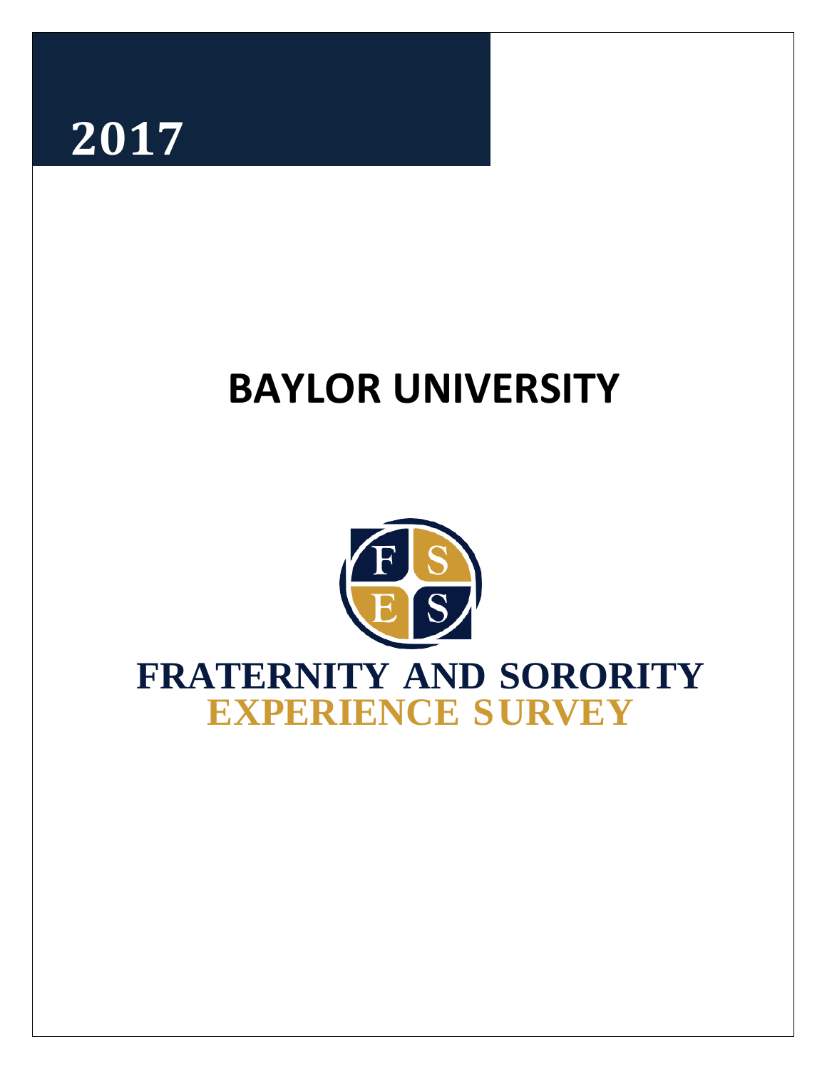**2017**

# BAYLOR UNIVERSITY

FSES

## FRATERNITY AND SORORITY EXPERIENCE SURVEY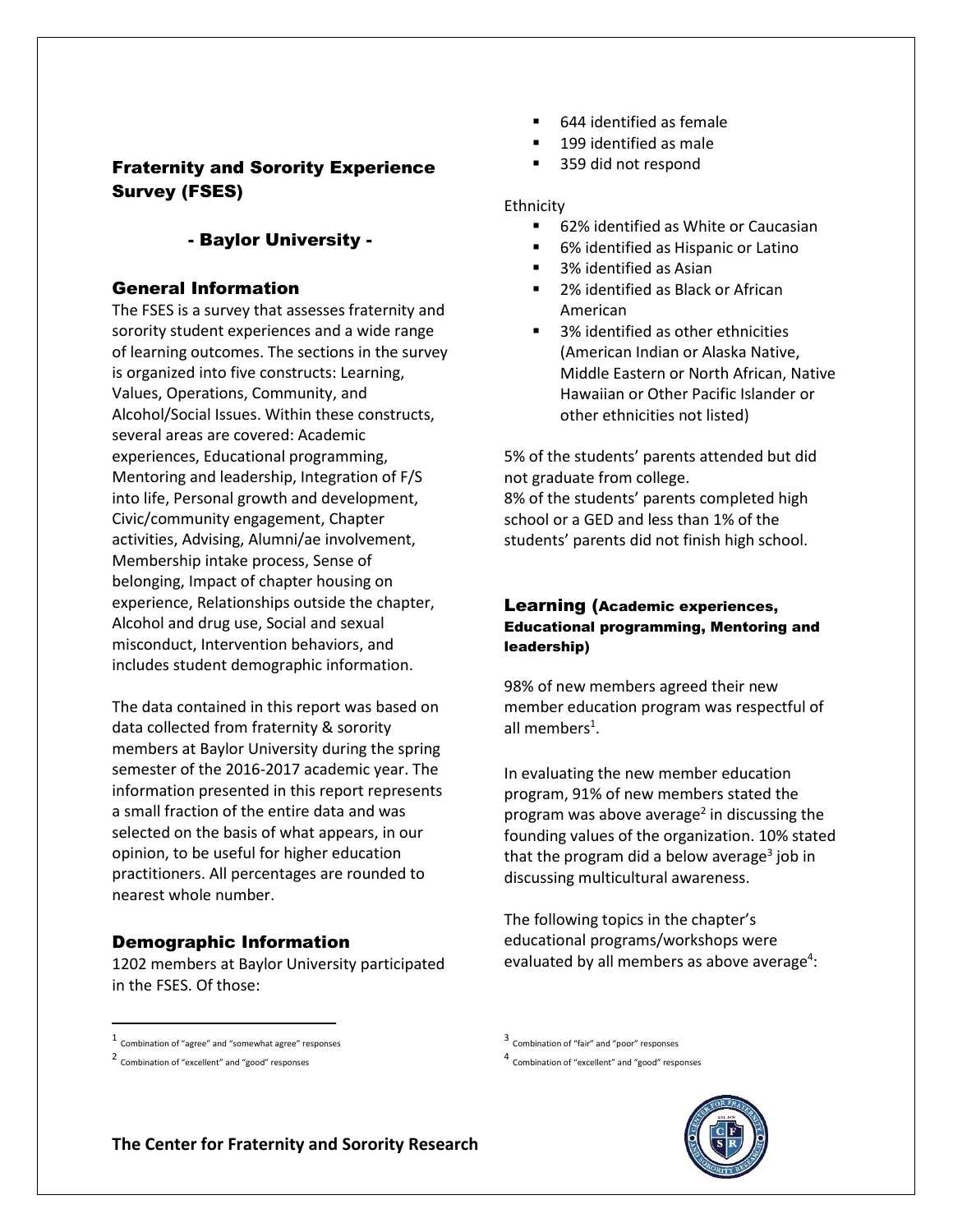## Fraternity and Sorority Experience Survey (FSES)

### - Baylor University -

### General Information

The FSES is a survey that assesses fraternity and sorority student experiences and a wide range of learning outcomes. The sections in the survey is organized into five constructs: Learning, Values, Operations, Community, and Alcohol/Social Issues. Within these constructs, several areas are covered: Academic experiences, Educational programming, Mentoring and leadership, Integration of F/S into life, Personal growth and development, Civic/community engagement, Chapter activities, Advising, Alumni/ae involvement, Membership intake process, Sense of belonging, Impact of chapter housing on experience, Relationships outside the chapter, Alcohol and drug use, Social and sexual misconduct, Intervention behaviors, and includes student demographic information.

The data contained in this report was based on data collected from fraternity & sorority members at Baylor University during the spring semester of the 2016-2017 academic year. The information presented in this report represents a small fraction of the entire data and was selected on the basis of what appears, in our opinion, to be useful for higher education practitioners. All percentages are rounded to nearest whole number.

### Demographic Information

1202 members at Baylor University participated in the FSES. Of those:

- 644 identified as female
- 199 identified as male
- 359 did not respond

Ethnicity

- 62% identified as White or Caucasian
- 6% identified as Hispanic or Latino
- 3% identified as Asian
- 2% identified as Black or African American
- 3% identified as other ethnicities (American Indian or Alaska Native, Middle Eastern or North African, Native Hawaiian or Other Pacific Islander or other ethnicities not listed)

5% of the students' parents attended but did not graduate from college.
8% of the students' parents completed high school or a GED and less than 1% of the students' parents did not finish high school.

### Learning (Academic experiences, Educational programming, Mentoring and leadership)

98% of new members agreed their new member education program was respectful of all members[1].

In evaluating the new member education program, 91% of new members stated the program was above average[2] in discussing the founding values of the organization. 10% stated that the program did a below average[3] job in discussing multicultural awareness.

The following topics in the chapter's educational programs/workshops were evaluated by all members as above average[4]:

[1] Combination of "agree" and "somewhat agree" responses

[2] Combination of "excellent" and "good" responses

[3] Combination of "fair" and "poor" responses

[4] Combination of "excellent" and "good" responses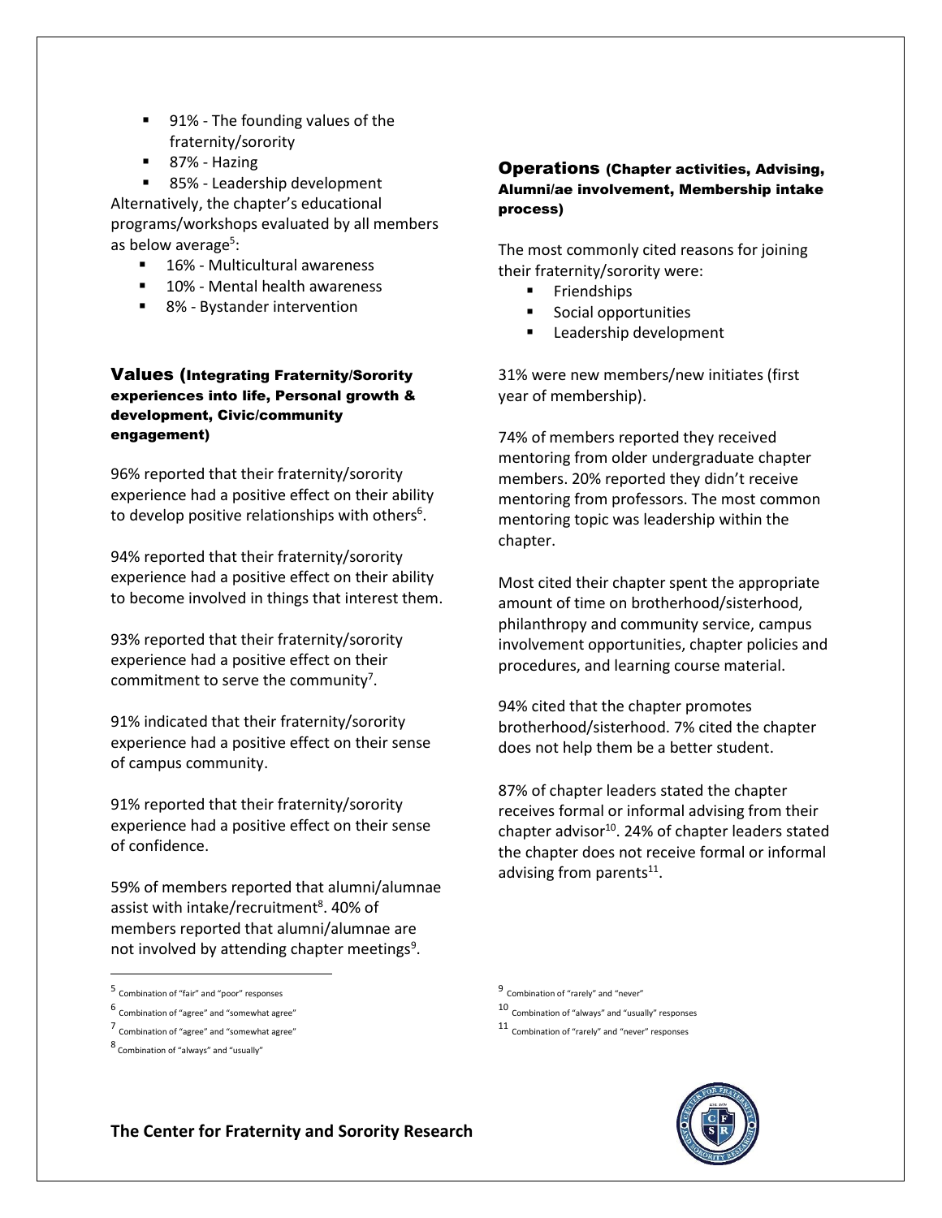- 91% - The founding values of the fraternity/sorority
- 87% - Hazing
- 85% - Leadership development

Alternatively, the chapter's educational programs/workshops evaluated by all members as below average[5]:

- 16% - Multicultural awareness
- 10% - Mental health awareness
- 8% - Bystander intervention

## Values (Integrating Fraternity/Sorority experiences into life, Personal growth & development, Civic/community engagement)

96% reported that their fraternity/sorority experience had a positive effect on their ability to develop positive relationships with others[6].

94% reported that their fraternity/sorority experience had a positive effect on their ability to become involved in things that interest them.

93% reported that their fraternity/sorority experience had a positive effect on their commitment to serve the community[7].

91% indicated that their fraternity/sorority experience had a positive effect on their sense of campus community.

91% reported that their fraternity/sorority experience had a positive effect on their sense of confidence.

59% of members reported that alumni/alumnae assist with intake/recruitment[8]. 40% of members reported that alumni/alumnae are not involved by attending chapter meetings[9].

## Operations (Chapter activities, Advising, Alumni/ae involvement, Membership intake process)

The most commonly cited reasons for joining their fraternity/sorority were:

- Friendships
- Social opportunities
- Leadership development

31% were new members/new initiates (first year of membership).

74% of members reported they received mentoring from older undergraduate chapter members. 20% reported they didn't receive mentoring from professors. The most common mentoring topic was leadership within the chapter.

Most cited their chapter spent the appropriate amount of time on brotherhood/sisterhood, philanthropy and community service, campus involvement opportunities, chapter policies and procedures, and learning course material.

94% cited that the chapter promotes brotherhood/sisterhood. 7% cited the chapter does not help them be a better student.

87% of chapter leaders stated the chapter receives formal or informal advising from their chapter advisor[10]. 24% of chapter leaders stated the chapter does not receive formal or informal advising from parents[11].

---

[5] Combination of "fair" and "poor" responses

[6] Combination of "agree" and "somewhat agree"

[7] Combination of "agree" and "somewhat agree"

[8] Combination of "always" and "usually"

[9] Combination of "rarely" and "never"

[10] Combination of "always" and "usually" responses

[11] Combination of "rarely" and "never" responses

**The Center for Fraternity and Sorority Research**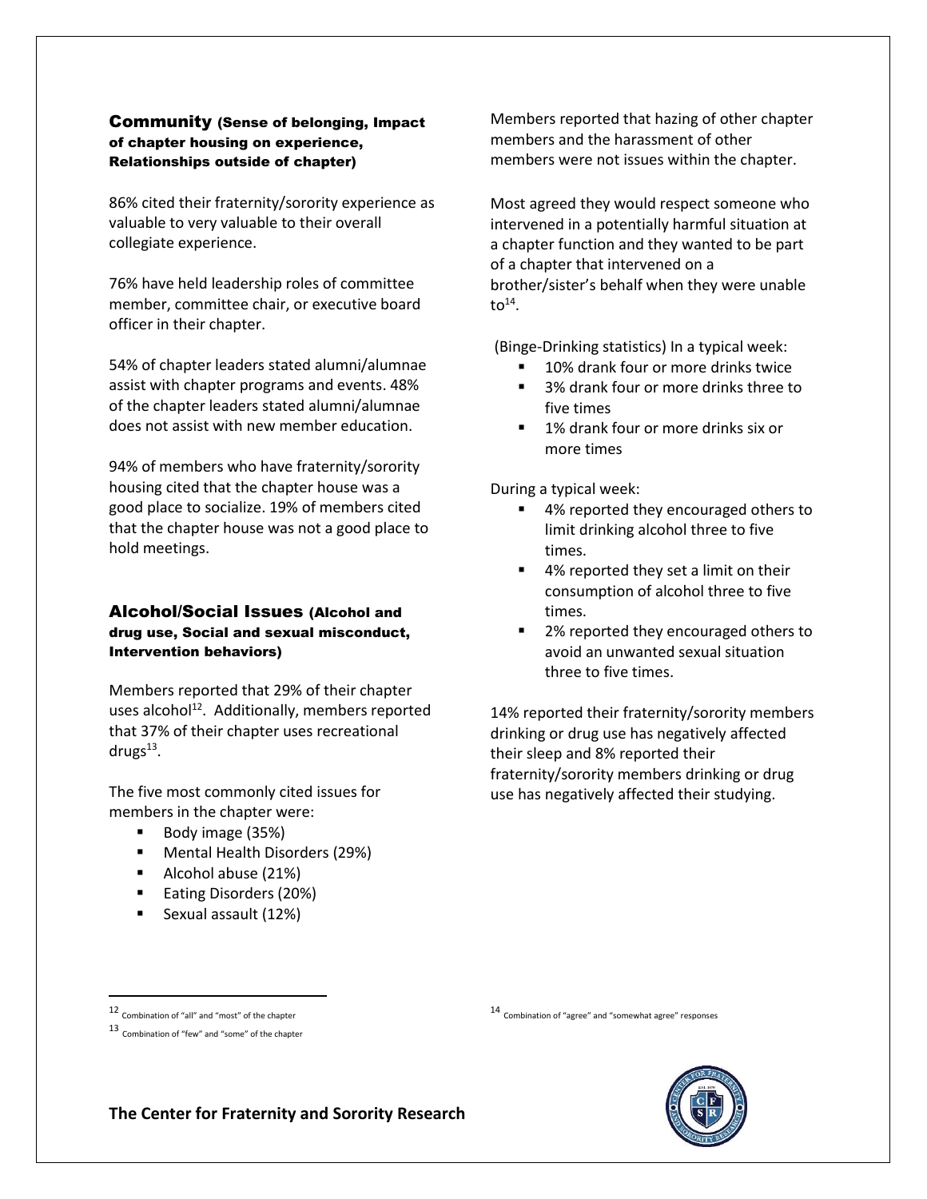## Community (Sense of belonging, Impact of chapter housing on experience, Relationships outside of chapter)

86% cited their fraternity/sorority experience as valuable to very valuable to their overall collegiate experience.

76% have held leadership roles of committee member, committee chair, or executive board officer in their chapter.

54% of chapter leaders stated alumni/alumnae assist with chapter programs and events. 48% of the chapter leaders stated alumni/alumnae does not assist with new member education.

94% of members who have fraternity/sorority housing cited that the chapter house was a good place to socialize. 19% of members cited that the chapter house was not a good place to hold meetings.

## Alcohol/Social Issues (Alcohol and drug use, Social and sexual misconduct, Intervention behaviors)

Members reported that 29% of their chapter uses alcohol[12]. Additionally, members reported that 37% of their chapter uses recreational drugs[13].

The five most commonly cited issues for members in the chapter were:

- Body image (35%)
- Mental Health Disorders (29%)
- Alcohol abuse (21%)
- Eating Disorders (20%)
- Sexual assault (12%)

Members reported that hazing of other chapter members and the harassment of other members were not issues within the chapter.

Most agreed they would respect someone who intervened in a potentially harmful situation at a chapter function and they wanted to be part of a chapter that intervened on a brother/sister's behalf when they were unable to[14].

(Binge-Drinking statistics) In a typical week:

- 10% drank four or more drinks twice
- 3% drank four or more drinks three to five times
- 1% drank four or more drinks six or more times

During a typical week:

- 4% reported they encouraged others to limit drinking alcohol three to five times.
- 4% reported they set a limit on their consumption of alcohol three to five times.
- 2% reported they encouraged others to avoid an unwanted sexual situation three to five times.

14% reported their fraternity/sorority members drinking or drug use has negatively affected their sleep and 8% reported their fraternity/sorority members drinking or drug use has negatively affected their studying.

---

[12] Combination of "all" and "most" of the chapter

[13] Combination of "few" and "some" of the chapter

[14] Combination of "agree" and "somewhat agree" responses